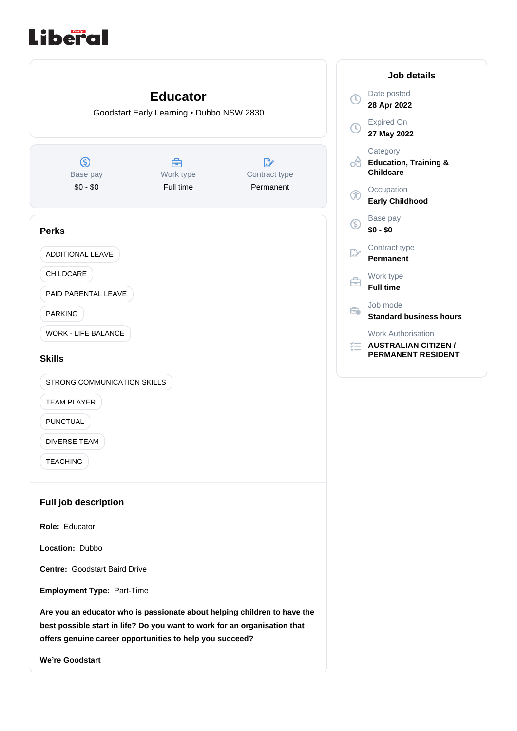Daily Liberal

# Educator

Goodstart Early Learning • Dubbo NSW 2830

| Base pay | Work type | Contract type |
|---|---|---|
| $0 - $0 | Full time | Permanent |

## Perks

- ADDITIONAL LEAVE
- CHILDCARE
- PAID PARENTAL LEAVE
- PARKING
- WORK - LIFE BALANCE

## Skills

- STRONG COMMUNICATION SKILLS
- TEAM PLAYER
- PUNCTUAL
- DIVERSE TEAM
- TEACHING

## Full job description

**Role:** Educator

**Location:** Dubbo

**Centre:** Goodstart Baird Drive

**Employment Type:** Part-Time

**Are you an educator who is passionate about helping children to have the best possible start in life? Do you want to work for an organisation that offers genuine career opportunities to help you succeed?**

**We're Goodstart**

## Job details

Date posted
**28 Apr 2022**

Expired On
**27 May 2022**

Category
**Education, Training & Childcare**

Occupation
**Early Childhood**

Base pay
**$0 - $0**

Contract type
**Permanent**

Work type
**Full time**

Job mode
**Standard business hours**

Work Authorisation
**AUSTRALIAN CITIZEN / PERMANENT RESIDENT**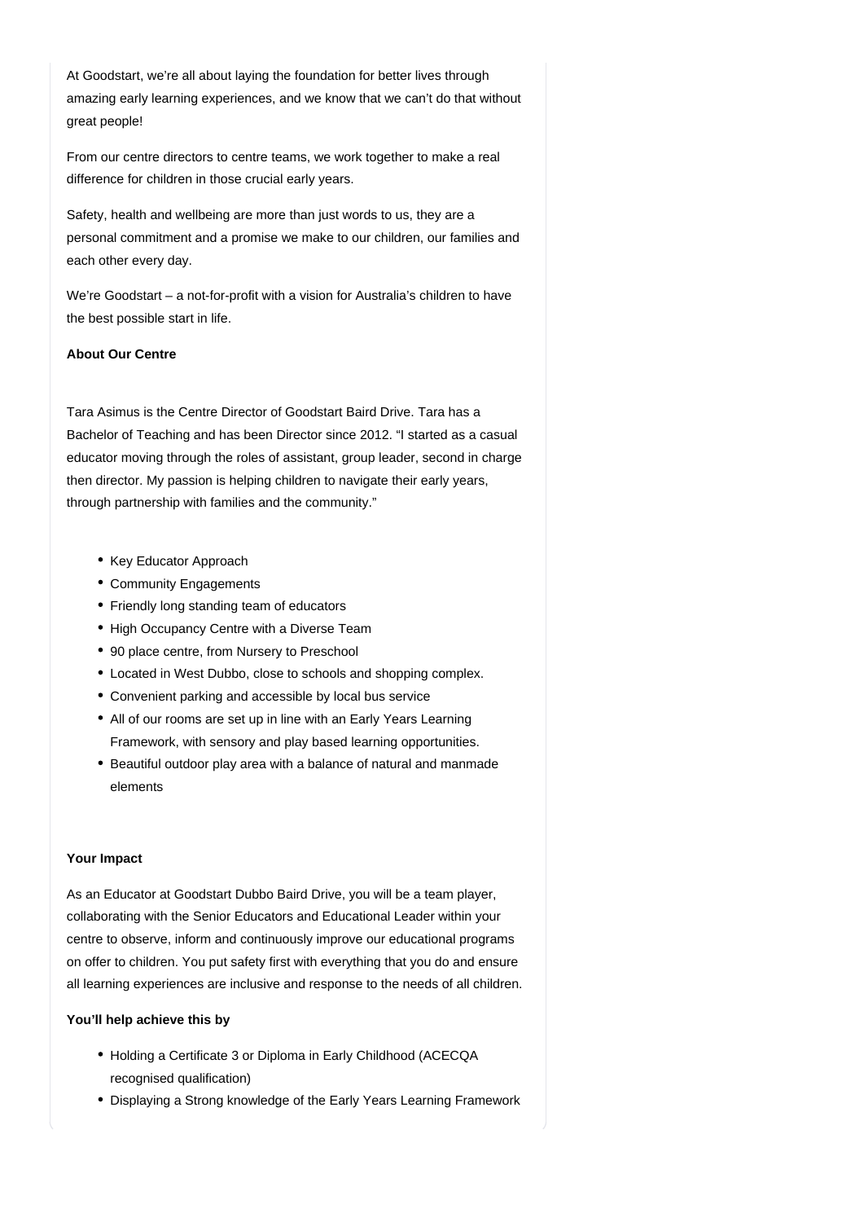At Goodstart, we're all about laying the foundation for better lives through amazing early learning experiences, and we know that we can't do that without great people!

From our centre directors to centre teams, we work together to make a real difference for children in those crucial early years.

Safety, health and wellbeing are more than just words to us, they are a personal commitment and a promise we make to our children, our families and each other every day.

We're Goodstart – a not-for-profit with a vision for Australia's children to have the best possible start in life.

**About Our Centre**

Tara Asimus is the Centre Director of Goodstart Baird Drive. Tara has a Bachelor of Teaching and has been Director since 2012. "I started as a casual educator moving through the roles of assistant, group leader, second in charge then director. My passion is helping children to navigate their early years, through partnership with families and the community."

- Key Educator Approach
- Community Engagements
- Friendly long standing team of educators
- High Occupancy Centre with a Diverse Team
- 90 place centre, from Nursery to Preschool
- Located in West Dubbo, close to schools and shopping complex.
- Convenient parking and accessible by local bus service
- All of our rooms are set up in line with an Early Years Learning Framework, with sensory and play based learning opportunities.
- Beautiful outdoor play area with a balance of natural and manmade elements

**Your Impact**

As an Educator at Goodstart Dubbo Baird Drive, you will be a team player, collaborating with the Senior Educators and Educational Leader within your centre to observe, inform and continuously improve our educational programs on offer to children. You put safety first with everything that you do and ensure all learning experiences are inclusive and response to the needs of all children.

**You'll help achieve this by**

- Holding a Certificate 3 or Diploma in Early Childhood (ACECQA recognised qualification)
- Displaying a Strong knowledge of the Early Years Learning Framework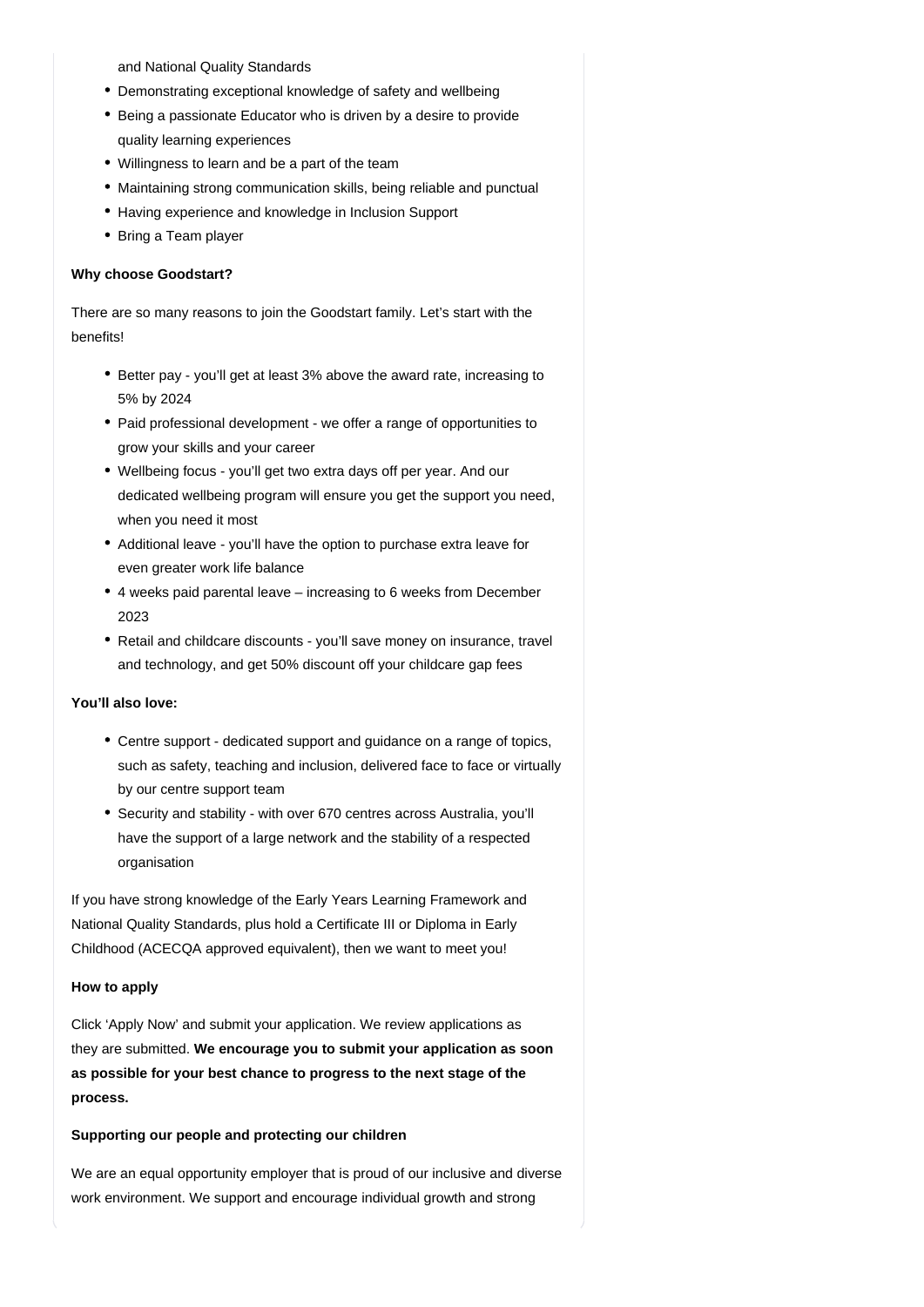and National Quality Standards

- Demonstrating exceptional knowledge of safety and wellbeing
- Being a passionate Educator who is driven by a desire to provide quality learning experiences
- Willingness to learn and be a part of the team
- Maintaining strong communication skills, being reliable and punctual
- Having experience and knowledge in Inclusion Support
- Bring a Team player

**Why choose Goodstart?**

There are so many reasons to join the Goodstart family. Let's start with the benefits!

- Better pay - you'll get at least 3% above the award rate, increasing to 5% by 2024
- Paid professional development - we offer a range of opportunities to grow your skills and your career
- Wellbeing focus - you'll get two extra days off per year. And our dedicated wellbeing program will ensure you get the support you need, when you need it most
- Additional leave - you'll have the option to purchase extra leave for even greater work life balance
- 4 weeks paid parental leave – increasing to 6 weeks from December 2023
- Retail and childcare discounts - you'll save money on insurance, travel and technology, and get 50% discount off your childcare gap fees

**You'll also love:**

- Centre support - dedicated support and guidance on a range of topics, such as safety, teaching and inclusion, delivered face to face or virtually by our centre support team
- Security and stability - with over 670 centres across Australia, you'll have the support of a large network and the stability of a respected organisation

If you have strong knowledge of the Early Years Learning Framework and National Quality Standards, plus hold a Certificate III or Diploma in Early Childhood (ACECQA approved equivalent), then we want to meet you!

**How to apply**

Click 'Apply Now' and submit your application. We review applications as they are submitted. **We encourage you to submit your application as soon as possible for your best chance to progress to the next stage of the process.**

**Supporting our people and protecting our children**

We are an equal opportunity employer that is proud of our inclusive and diverse work environment. We support and encourage individual growth and strong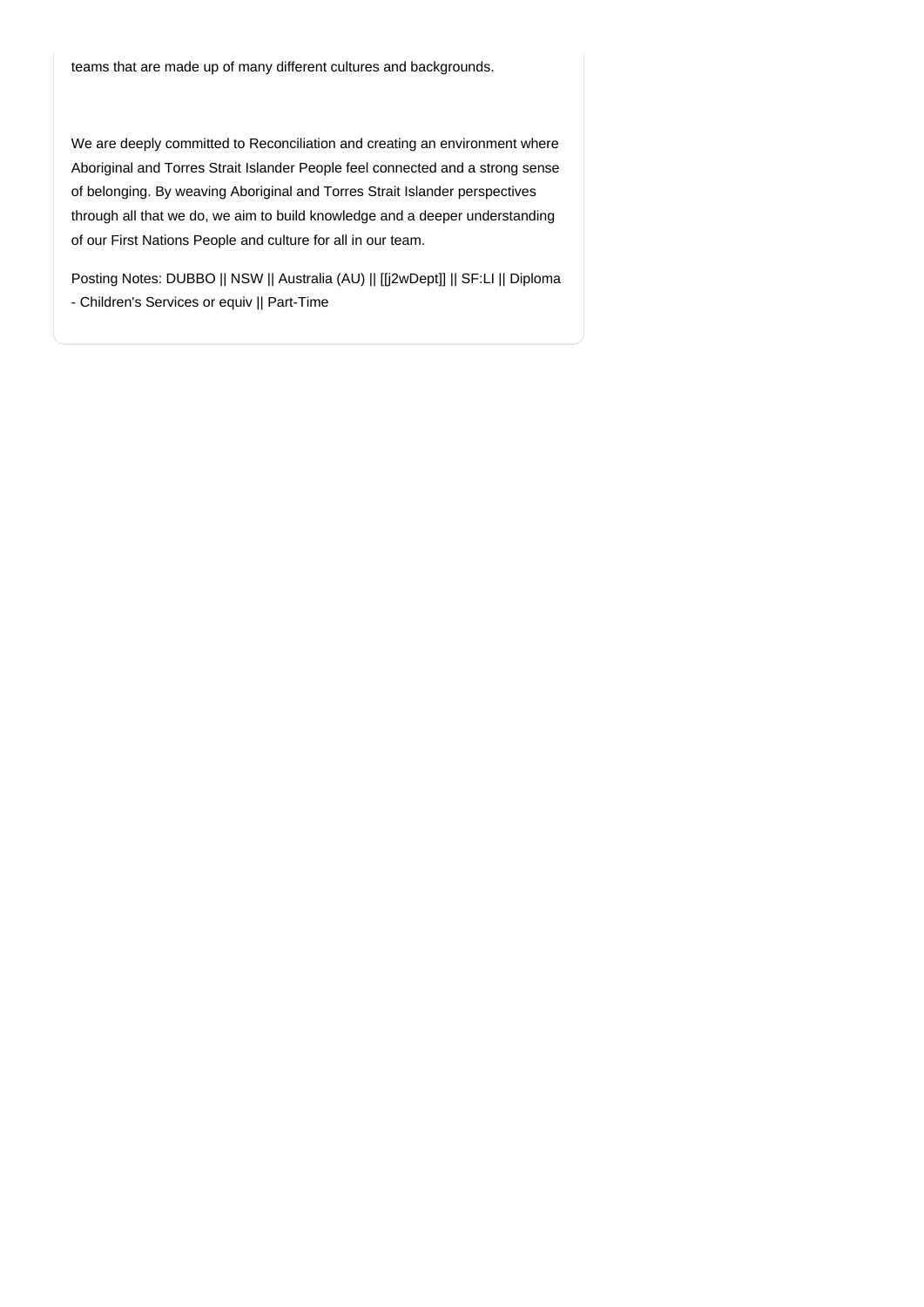teams that are made up of many different cultures and backgrounds.

We are deeply committed to Reconciliation and creating an environment where Aboriginal and Torres Strait Islander People feel connected and a strong sense of belonging. By weaving Aboriginal and Torres Strait Islander perspectives through all that we do, we aim to build knowledge and a deeper understanding of our First Nations People and culture for all in our team.

Posting Notes: DUBBO || NSW || Australia (AU) || [[j2wDept]] || SF:LI || Diploma - Children's Services or equiv || Part-Time